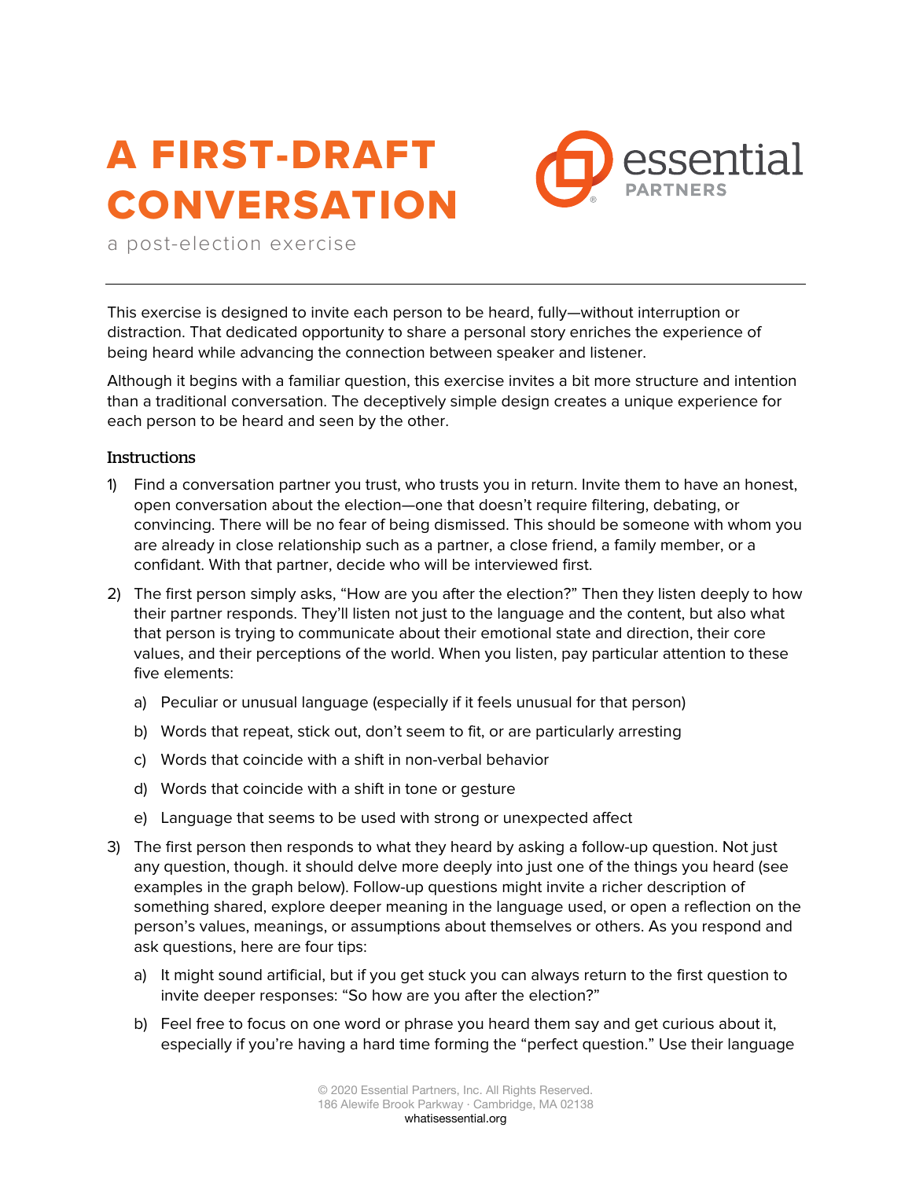# A FIRST-DRAFT CONVERSATION

a post-election exercise

This exercise is designed to invite each person to be heard, fully—without interruption or distraction. That dedicated opportunity to share a personal story enriches the experience of being heard while advancing the connection between speaker and listener.

Although it begins with a familiar question, this exercise invites a bit more structure and intention than a traditional conversation. The deceptively simple design creates a unique experience for each person to be heard and seen by the other.

### Instructions

1) Find a conversation partner you trust, who trusts you in return. Invite them to have an honest, open conversation about the election—one that doesn't require filtering, debating, or convincing. There will be no fear of being dismissed. This should be someone with whom you are already in close relationship such as a partner, a close friend, a family member, or a confidant. With that partner, decide who will be interviewed first.

2) The first person simply asks, "How are you after the election?" Then they listen deeply to how their partner responds. They'll listen not just to the language and the content, but also what that person is trying to communicate about their emotional state and direction, their core values, and their perceptions of the world. When you listen, pay particular attention to these five elements:

   a) Peculiar or unusual language (especially if it feels unusual for that person)

   b) Words that repeat, stick out, don't seem to fit, or are particularly arresting

   c) Words that coincide with a shift in non-verbal behavior

   d) Words that coincide with a shift in tone or gesture

   e) Language that seems to be used with strong or unexpected affect

3) The first person then responds to what they heard by asking a follow-up question. Not just any question, though. it should delve more deeply into just one of the things you heard (see examples in the graph below). Follow-up questions might invite a richer description of something shared, explore deeper meaning in the language used, or open a reflection on the person's values, meanings, or assumptions about themselves or others. As you respond and ask questions, here are four tips:

   a) It might sound artificial, but if you get stuck you can always return to the first question to invite deeper responses: "So how are you after the election?"

   b) Feel free to focus on one word or phrase you heard them say and get curious about it, especially if you're having a hard time forming the "perfect question." Use their language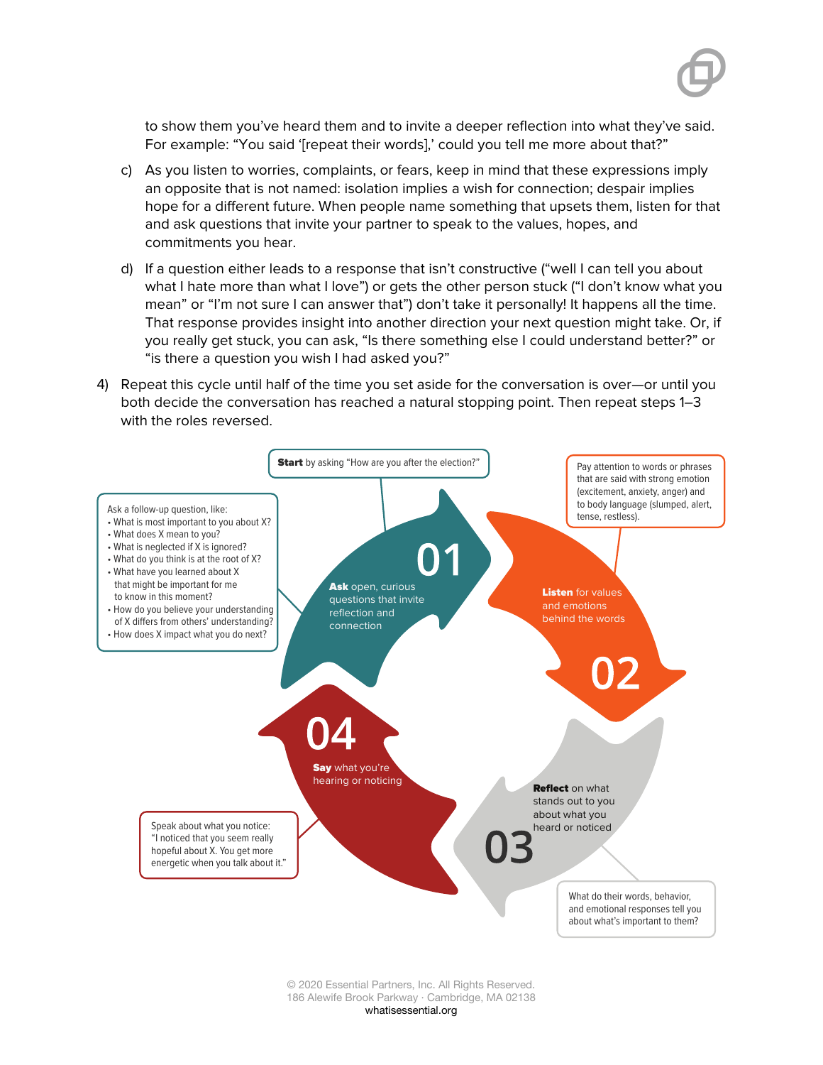to show them you've heard them and to invite a deeper reflection into what they've said. For example: "You said '[repeat their words],' could you tell me more about that?"

c) As you listen to worries, complaints, or fears, keep in mind that these expressions imply an opposite that is not named: isolation implies a wish for connection; despair implies hope for a different future. When people name something that upsets them, listen for that and ask questions that invite your partner to speak to the values, hopes, and commitments you hear.

d) If a question either leads to a response that isn't constructive ("well I can tell you about what I hate more than what I love") or gets the other person stuck ("I don't know what you mean" or "I'm not sure I can answer that") don't take it personally! It happens all the time. That response provides insight into another direction your next question might take. Or, if you really get stuck, you can ask, "Is there something else I could understand better?" or "is there a question you wish I had asked you?"

4) Repeat this cycle until half of the time you set aside for the conversation is over—or until you both decide the conversation has reached a natural stopping point. Then repeat steps 1–3 with the roles reversed.

**Start** by asking "How are you after the election?"

Ask a follow-up question, like:
- What is most important to you about X?
- What does X mean to you?
- What is neglected if X is ignored?
- What do you think is at the root of X?
- What have you learned about X that might be important for me to know in this moment?
- How do you believe your understanding of X differs from others' understanding?
- How does X impact what you do next?

01

**Ask** open, curious questions that invite reflection and connection

Pay attention to words or phrases that are said with strong emotion (excitement, anxiety, anger) and to body language (slumped, alert, tense, restless).

02

**Listen** for values and emotions behind the words

03

**Reflect** on what stands out to you about what you heard or noticed

What do their words, behavior, and emotional responses tell you about what's important to them?

04

**Say** what you're hearing or noticing

Speak about what you notice: "I noticed that you seem really hopeful about X. You get more energetic when you talk about it."

© 2020 Essential Partners, Inc. All Rights Reserved.
186 Alewife Brook Parkway · Cambridge, MA 02138
whatisessential.org